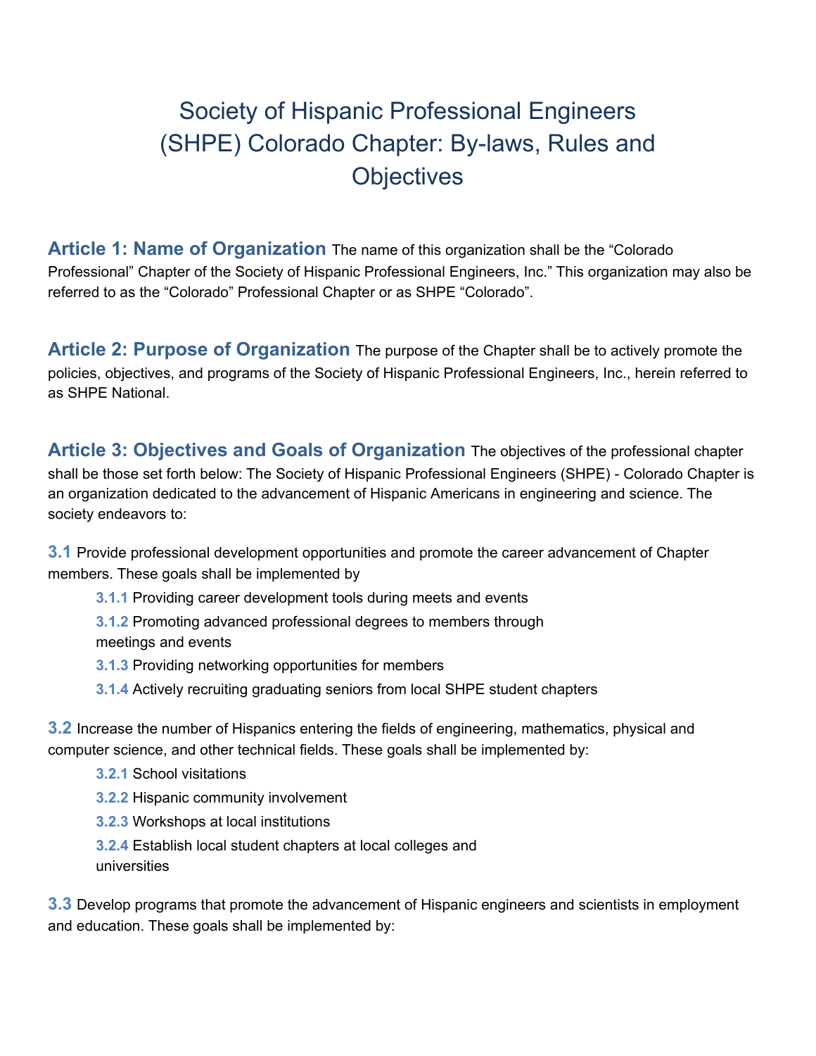# Society of Hispanic Professional Engineers (SHPE) Colorado Chapter: By-laws, Rules and Objectives

**Article 1: Name of Organization** The name of this organization shall be the "Colorado Professional" Chapter of the Society of Hispanic Professional Engineers, Inc." This organization may also be referred to as the "Colorado" Professional Chapter or as SHPE "Colorado".

**Article 2: Purpose of Organization** The purpose of the Chapter shall be to actively promote the policies, objectives, and programs of the Society of Hispanic Professional Engineers, Inc., herein referred to as SHPE National.

**Article 3: Objectives and Goals of Organization** The objectives of the professional chapter shall be those set forth below: The Society of Hispanic Professional Engineers (SHPE) - Colorado Chapter is an organization dedicated to the advancement of Hispanic Americans in engineering and science. The society endeavors to:

**3.1** Provide professional development opportunities and promote the career advancement of Chapter members. These goals shall be implemented by

- **3.1.1** Providing career development tools during meets and events
- **3.1.2** Promoting advanced professional degrees to members through meetings and events
- **3.1.3** Providing networking opportunities for members
- **3.1.4** Actively recruiting graduating seniors from local SHPE student chapters

**3.2** Increase the number of Hispanics entering the fields of engineering, mathematics, physical and computer science, and other technical fields. These goals shall be implemented by:

- **3.2.1** School visitations
- **3.2.2** Hispanic community involvement
- **3.2.3** Workshops at local institutions
- **3.2.4** Establish local student chapters at local colleges and universities

**3.3** Develop programs that promote the advancement of Hispanic engineers and scientists in employment and education. These goals shall be implemented by: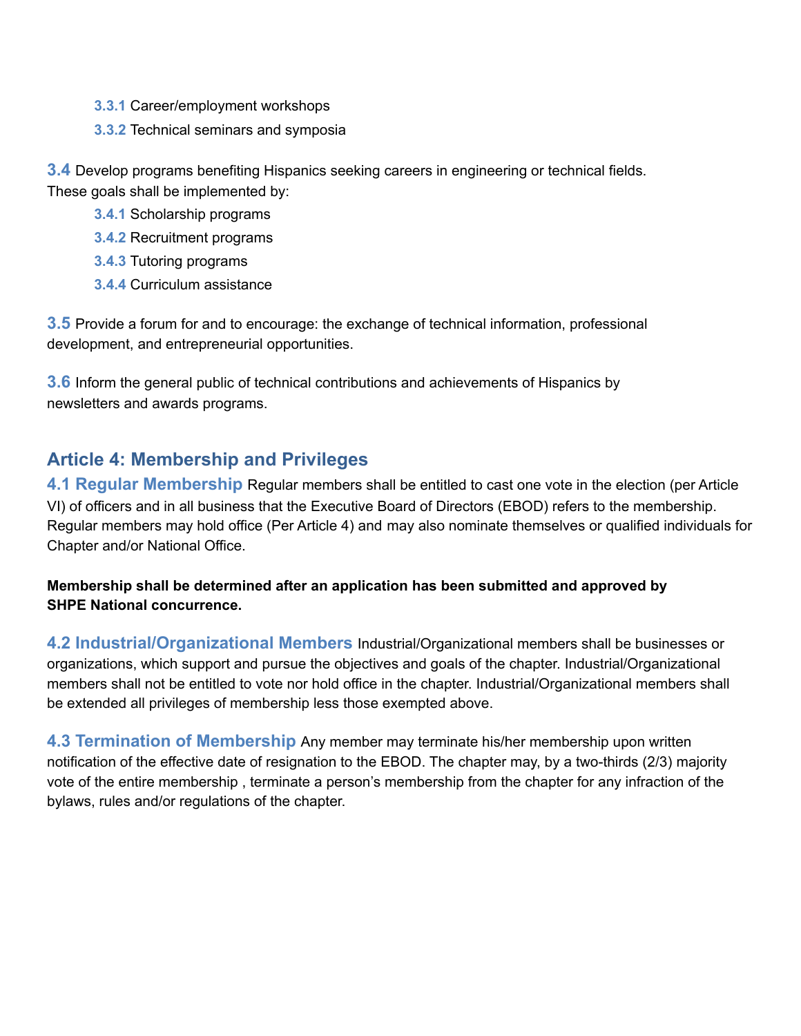**3.3.1** Career/employment workshops

**3.3.2** Technical seminars and symposia

**3.4** Develop programs benefiting Hispanics seeking careers in engineering or technical fields. These goals shall be implemented by:

**3.4.1** Scholarship programs

**3.4.2** Recruitment programs

**3.4.3** Tutoring programs

**3.4.4** Curriculum assistance

**3.5** Provide a forum for and to encourage: the exchange of technical information, professional development, and entrepreneurial opportunities.

**3.6** Inform the general public of technical contributions and achievements of Hispanics by newsletters and awards programs.

## Article 4: Membership and Privileges

**4.1 Regular Membership** Regular members shall be entitled to cast one vote in the election (per Article VI) of officers and in all business that the Executive Board of Directors (EBOD) refers to the membership. Regular members may hold office (Per Article 4) and may also nominate themselves or qualified individuals for Chapter and/or National Office.

**Membership shall be determined after an application has been submitted and approved by SHPE National concurrence.**

**4.2 Industrial/Organizational Members** Industrial/Organizational members shall be businesses or organizations, which support and pursue the objectives and goals of the chapter. Industrial/Organizational members shall not be entitled to vote nor hold office in the chapter. Industrial/Organizational members shall be extended all privileges of membership less those exempted above.

**4.3 Termination of Membership** Any member may terminate his/her membership upon written notification of the effective date of resignation to the EBOD. The chapter may, by a two-thirds (2/3) majority vote of the entire membership , terminate a person's membership from the chapter for any infraction of the bylaws, rules and/or regulations of the chapter.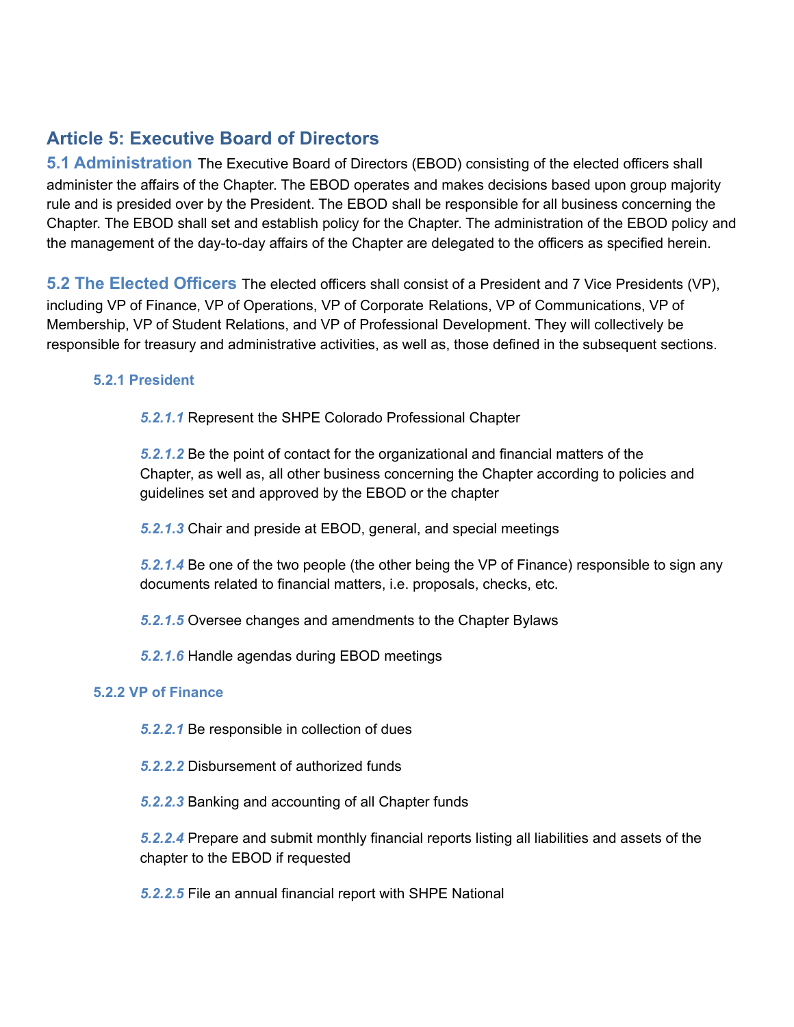## Article 5: Executive Board of Directors

**5.1 Administration** The Executive Board of Directors (EBOD) consisting of the elected officers shall administer the affairs of the Chapter. The EBOD operates and makes decisions based upon group majority rule and is presided over by the President. The EBOD shall be responsible for all business concerning the Chapter. The EBOD shall set and establish policy for the Chapter. The administration of the EBOD policy and the management of the day-to-day affairs of the Chapter are delegated to the officers as specified herein.

**5.2 The Elected Officers** The elected officers shall consist of a President and 7 Vice Presidents (VP), including VP of Finance, VP of Operations, VP of Corporate Relations, VP of Communications, VP of Membership, VP of Student Relations, and VP of Professional Development. They will collectively be responsible for treasury and administrative activities, as well as, those defined in the subsequent sections.

### 5.2.1 President

***5.2.1.1*** Represent the SHPE Colorado Professional Chapter

***5.2.1.2*** Be the point of contact for the organizational and financial matters of the Chapter, as well as, all other business concerning the Chapter according to policies and guidelines set and approved by the EBOD or the chapter

***5.2.1.3*** Chair and preside at EBOD, general, and special meetings

***5.2.1.4*** Be one of the two people (the other being the VP of Finance) responsible to sign any documents related to financial matters, i.e. proposals, checks, etc.

***5.2.1.5*** Oversee changes and amendments to the Chapter Bylaws

***5.2.1.6*** Handle agendas during EBOD meetings

### 5.2.2 VP of Finance

***5.2.2.1*** Be responsible in collection of dues

***5.2.2.2*** Disbursement of authorized funds

***5.2.2.3*** Banking and accounting of all Chapter funds

***5.2.2.4*** Prepare and submit monthly financial reports listing all liabilities and assets of the chapter to the EBOD if requested

***5.2.2.5*** File an annual financial report with SHPE National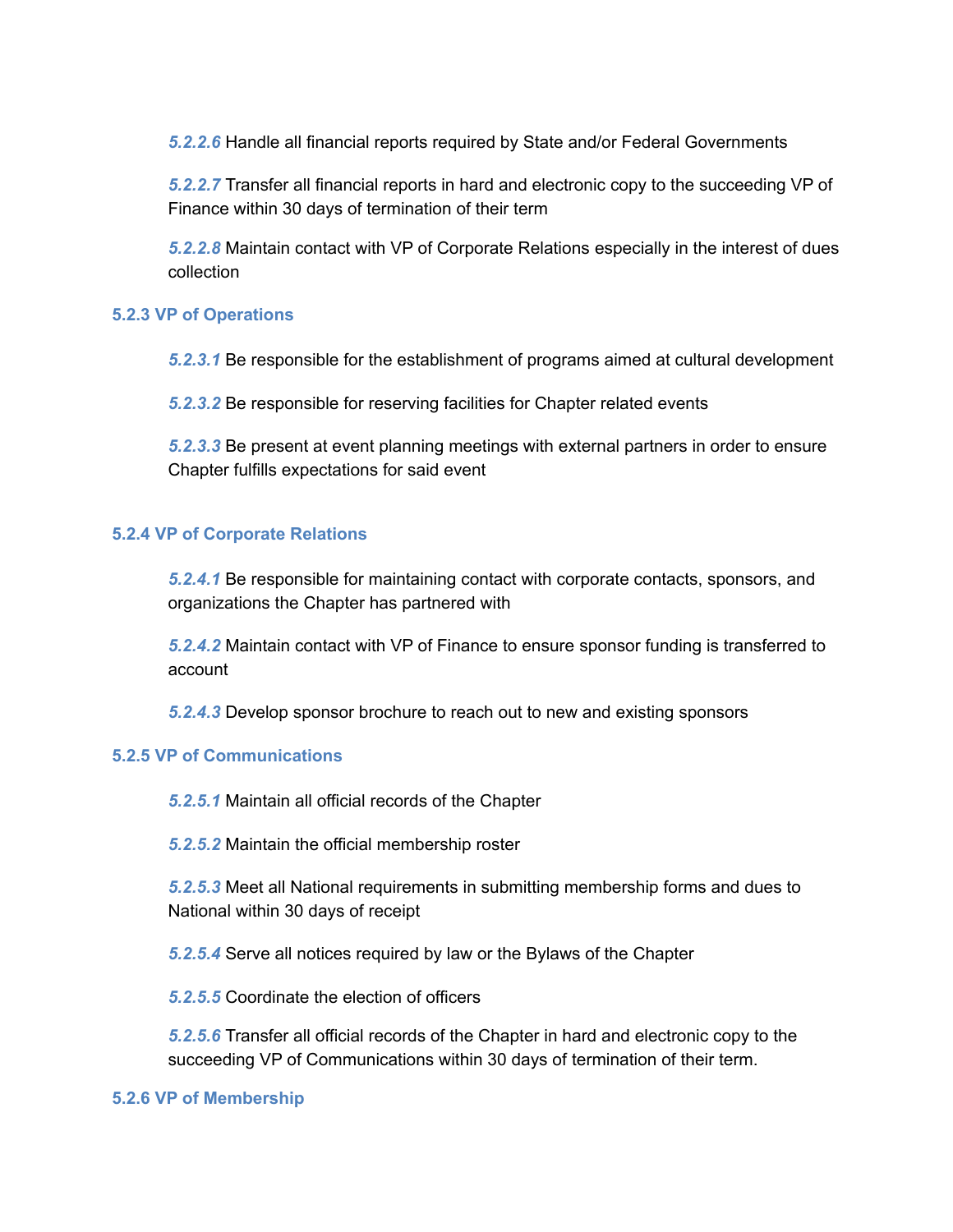***5.2.2.6*** Handle all financial reports required by State and/or Federal Governments

***5.2.2.7*** Transfer all financial reports in hard and electronic copy to the succeeding VP of Finance within 30 days of termination of their term

***5.2.2.8*** Maintain contact with VP of Corporate Relations especially in the interest of dues collection

### 5.2.3 VP of Operations

***5.2.3.1*** Be responsible for the establishment of programs aimed at cultural development

***5.2.3.2*** Be responsible for reserving facilities for Chapter related events

***5.2.3.3*** Be present at event planning meetings with external partners in order to ensure Chapter fulfills expectations for said event

### 5.2.4 VP of Corporate Relations

***5.2.4.1*** Be responsible for maintaining contact with corporate contacts, sponsors, and organizations the Chapter has partnered with

***5.2.4.2*** Maintain contact with VP of Finance to ensure sponsor funding is transferred to account

***5.2.4.3*** Develop sponsor brochure to reach out to new and existing sponsors

### 5.2.5 VP of Communications

***5.2.5.1*** Maintain all official records of the Chapter

***5.2.5.2*** Maintain the official membership roster

***5.2.5.3*** Meet all National requirements in submitting membership forms and dues to National within 30 days of receipt

***5.2.5.4*** Serve all notices required by law or the Bylaws of the Chapter

***5.2.5.5*** Coordinate the election of officers

***5.2.5.6*** Transfer all official records of the Chapter in hard and electronic copy to the succeeding VP of Communications within 30 days of termination of their term.

### 5.2.6 VP of Membership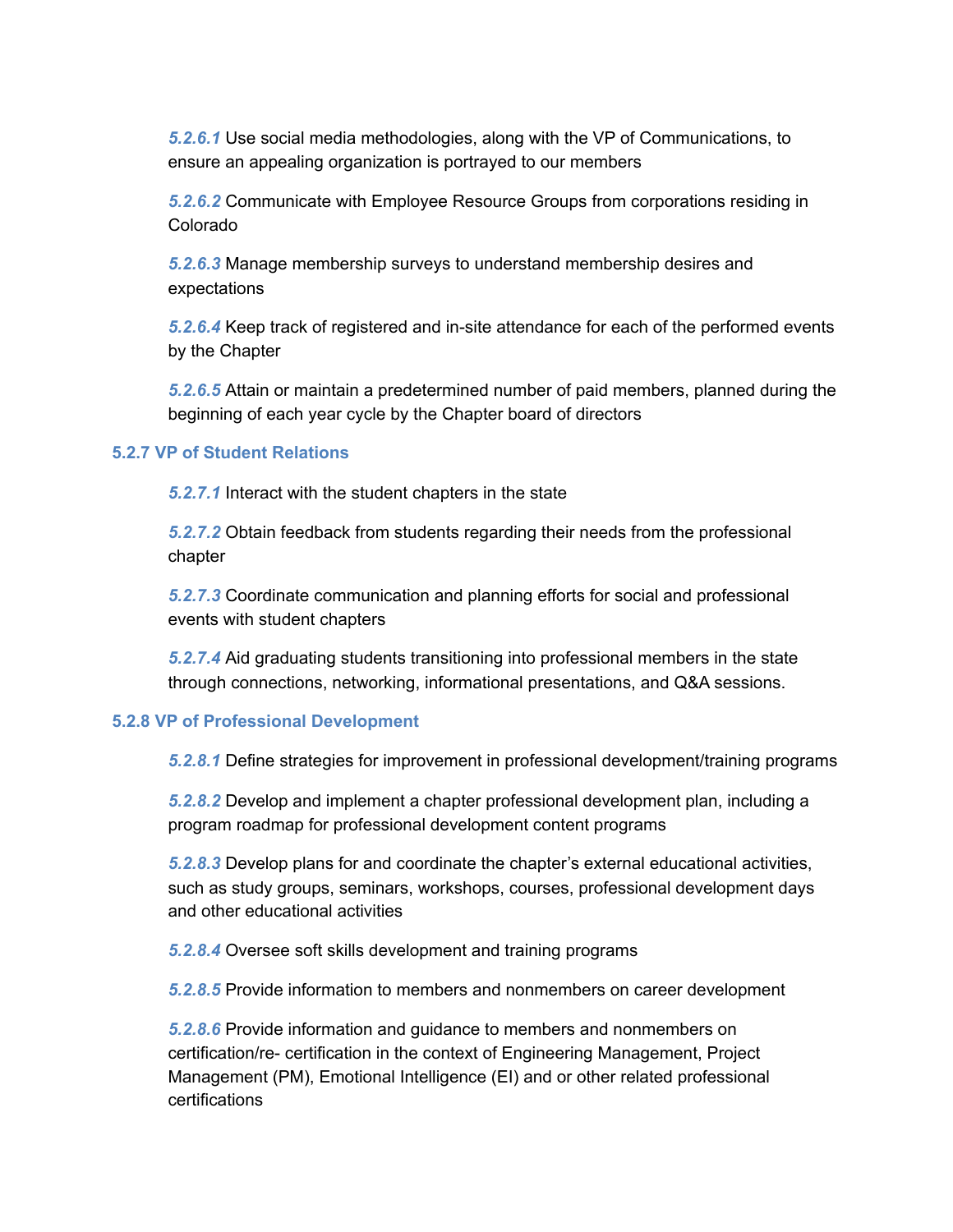***5.2.6.1*** Use social media methodologies, along with the VP of Communications, to ensure an appealing organization is portrayed to our members

***5.2.6.2*** Communicate with Employee Resource Groups from corporations residing in Colorado

***5.2.6.3*** Manage membership surveys to understand membership desires and expectations

***5.2.6.4*** Keep track of registered and in-site attendance for each of the performed events by the Chapter

***5.2.6.5*** Attain or maintain a predetermined number of paid members, planned during the beginning of each year cycle by the Chapter board of directors

### 5.2.7 VP of Student Relations

***5.2.7.1*** Interact with the student chapters in the state

***5.2.7.2*** Obtain feedback from students regarding their needs from the professional chapter

***5.2.7.3*** Coordinate communication and planning efforts for social and professional events with student chapters

***5.2.7.4*** Aid graduating students transitioning into professional members in the state through connections, networking, informational presentations, and Q&A sessions.

### 5.2.8 VP of Professional Development

***5.2.8.1*** Define strategies for improvement in professional development/training programs

***5.2.8.2*** Develop and implement a chapter professional development plan, including a program roadmap for professional development content programs

***5.2.8.3*** Develop plans for and coordinate the chapter's external educational activities, such as study groups, seminars, workshops, courses, professional development days and other educational activities

***5.2.8.4*** Oversee soft skills development and training programs

***5.2.8.5*** Provide information to members and nonmembers on career development

***5.2.8.6*** Provide information and guidance to members and nonmembers on certification/re- certification in the context of Engineering Management, Project Management (PM), Emotional Intelligence (EI) and or other related professional certifications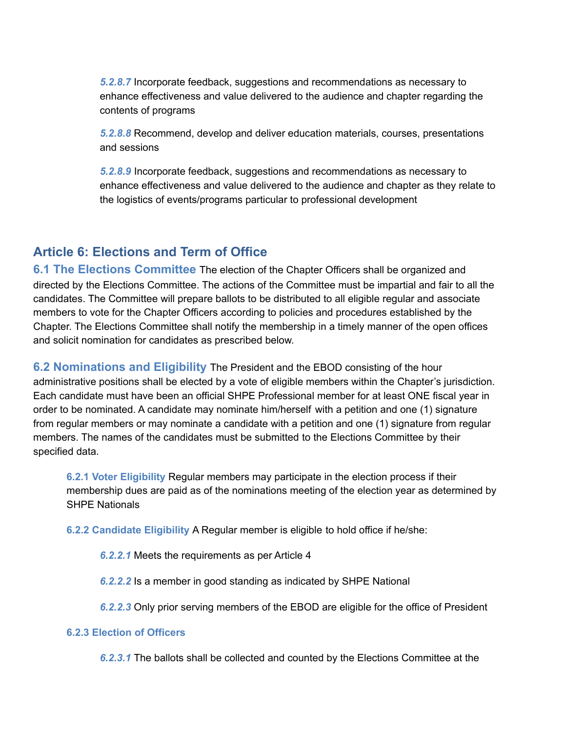*5.2.8.7* Incorporate feedback, suggestions and recommendations as necessary to enhance effectiveness and value delivered to the audience and chapter regarding the contents of programs

*5.2.8.8* Recommend, develop and deliver education materials, courses, presentations and sessions

*5.2.8.9* Incorporate feedback, suggestions and recommendations as necessary to enhance effectiveness and value delivered to the audience and chapter as they relate to the logistics of events/programs particular to professional development

## Article 6: Elections and Term of Office

**6.1 The Elections Committee** The election of the Chapter Officers shall be organized and directed by the Elections Committee. The actions of the Committee must be impartial and fair to all the candidates. The Committee will prepare ballots to be distributed to all eligible regular and associate members to vote for the Chapter Officers according to policies and procedures established by the Chapter. The Elections Committee shall notify the membership in a timely manner of the open offices and solicit nomination for candidates as prescribed below.

**6.2 Nominations and Eligibility** The President and the EBOD consisting of the hour administrative positions shall be elected by a vote of eligible members within the Chapter's jurisdiction. Each candidate must have been an official SHPE Professional member for at least ONE fiscal year in order to be nominated. A candidate may nominate him/herself with a petition and one (1) signature from regular members or may nominate a candidate with a petition and one (1) signature from regular members. The names of the candidates must be submitted to the Elections Committee by their specified data.

**6.2.1 Voter Eligibility** Regular members may participate in the election process if their membership dues are paid as of the nominations meeting of the election year as determined by SHPE Nationals

**6.2.2 Candidate Eligibility** A Regular member is eligible to hold office if he/she:

*6.2.2.1* Meets the requirements as per Article 4

*6.2.2.2* Is a member in good standing as indicated by SHPE National

*6.2.2.3* Only prior serving members of the EBOD are eligible for the office of President

**6.2.3 Election of Officers**

*6.2.3.1* The ballots shall be collected and counted by the Elections Committee at the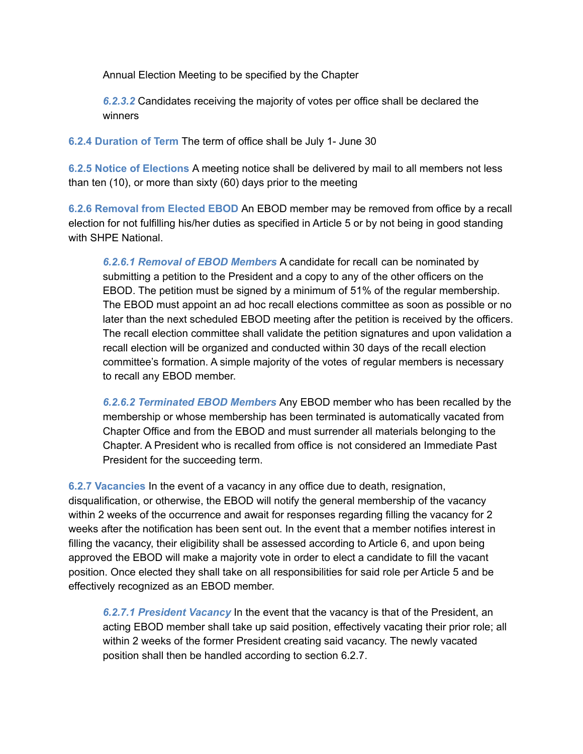Annual Election Meeting to be specified by the Chapter

***6.2.3.2*** Candidates receiving the majority of votes per office shall be declared the winners

**6.2.4 Duration of Term** The term of office shall be July 1- June 30

**6.2.5 Notice of Elections** A meeting notice shall be delivered by mail to all members not less than ten (10), or more than sixty (60) days prior to the meeting

**6.2.6 Removal from Elected EBOD** An EBOD member may be removed from office by a recall election for not fulfilling his/her duties as specified in Article 5 or by not being in good standing with SHPE National.

***6.2.6.1 Removal of EBOD Members*** A candidate for recall can be nominated by submitting a petition to the President and a copy to any of the other officers on the EBOD. The petition must be signed by a minimum of 51% of the regular membership. The EBOD must appoint an ad hoc recall elections committee as soon as possible or no later than the next scheduled EBOD meeting after the petition is received by the officers. The recall election committee shall validate the petition signatures and upon validation a recall election will be organized and conducted within 30 days of the recall election committee's formation. A simple majority of the votes of regular members is necessary to recall any EBOD member.

***6.2.6.2 Terminated EBOD Members*** Any EBOD member who has been recalled by the membership or whose membership has been terminated is automatically vacated from Chapter Office and from the EBOD and must surrender all materials belonging to the Chapter. A President who is recalled from office is not considered an Immediate Past President for the succeeding term.

**6.2.7 Vacancies** In the event of a vacancy in any office due to death, resignation, disqualification, or otherwise, the EBOD will notify the general membership of the vacancy within 2 weeks of the occurrence and await for responses regarding filling the vacancy for 2 weeks after the notification has been sent out. In the event that a member notifies interest in filling the vacancy, their eligibility shall be assessed according to Article 6, and upon being approved the EBOD will make a majority vote in order to elect a candidate to fill the vacant position. Once elected they shall take on all responsibilities for said role per Article 5 and be effectively recognized as an EBOD member.

***6.2.7.1 President Vacancy*** In the event that the vacancy is that of the President, an acting EBOD member shall take up said position, effectively vacating their prior role; all within 2 weeks of the former President creating said vacancy. The newly vacated position shall then be handled according to section 6.2.7.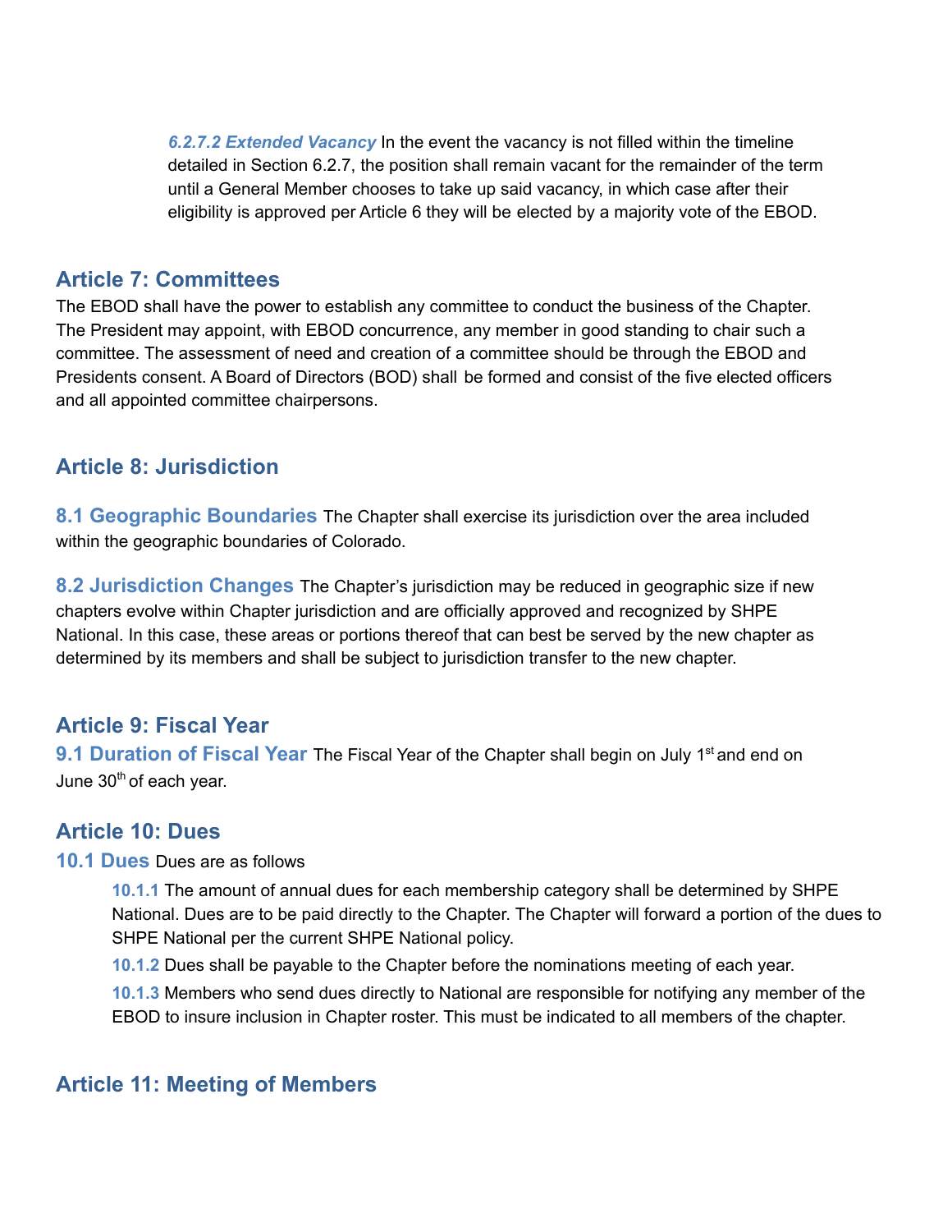*6.2.7.2 Extended Vacancy* In the event the vacancy is not filled within the timeline detailed in Section 6.2.7, the position shall remain vacant for the remainder of the term until a General Member chooses to take up said vacancy, in which case after their eligibility is approved per Article 6 they will be elected by a majority vote of the EBOD.

## Article 7: Committees

The EBOD shall have the power to establish any committee to conduct the business of the Chapter. The President may appoint, with EBOD concurrence, any member in good standing to chair such a committee. The assessment of need and creation of a committee should be through the EBOD and Presidents consent. A Board of Directors (BOD) shall be formed and consist of the five elected officers and all appointed committee chairpersons.

## Article 8: Jurisdiction

**8.1 Geographic Boundaries** The Chapter shall exercise its jurisdiction over the area included within the geographic boundaries of Colorado.

**8.2 Jurisdiction Changes** The Chapter's jurisdiction may be reduced in geographic size if new chapters evolve within Chapter jurisdiction and are officially approved and recognized by SHPE National. In this case, these areas or portions thereof that can best be served by the new chapter as determined by its members and shall be subject to jurisdiction transfer to the new chapter.

## Article 9: Fiscal Year

**9.1 Duration of Fiscal Year** The Fiscal Year of the Chapter shall begin on July 1st and end on June 30th of each year.

## Article 10: Dues

**10.1 Dues** Dues are as follows

- **10.1.1** The amount of annual dues for each membership category shall be determined by SHPE National. Dues are to be paid directly to the Chapter. The Chapter will forward a portion of the dues to SHPE National per the current SHPE National policy.
- **10.1.2** Dues shall be payable to the Chapter before the nominations meeting of each year.
- **10.1.3** Members who send dues directly to National are responsible for notifying any member of the EBOD to insure inclusion in Chapter roster. This must be indicated to all members of the chapter.

## Article 11: Meeting of Members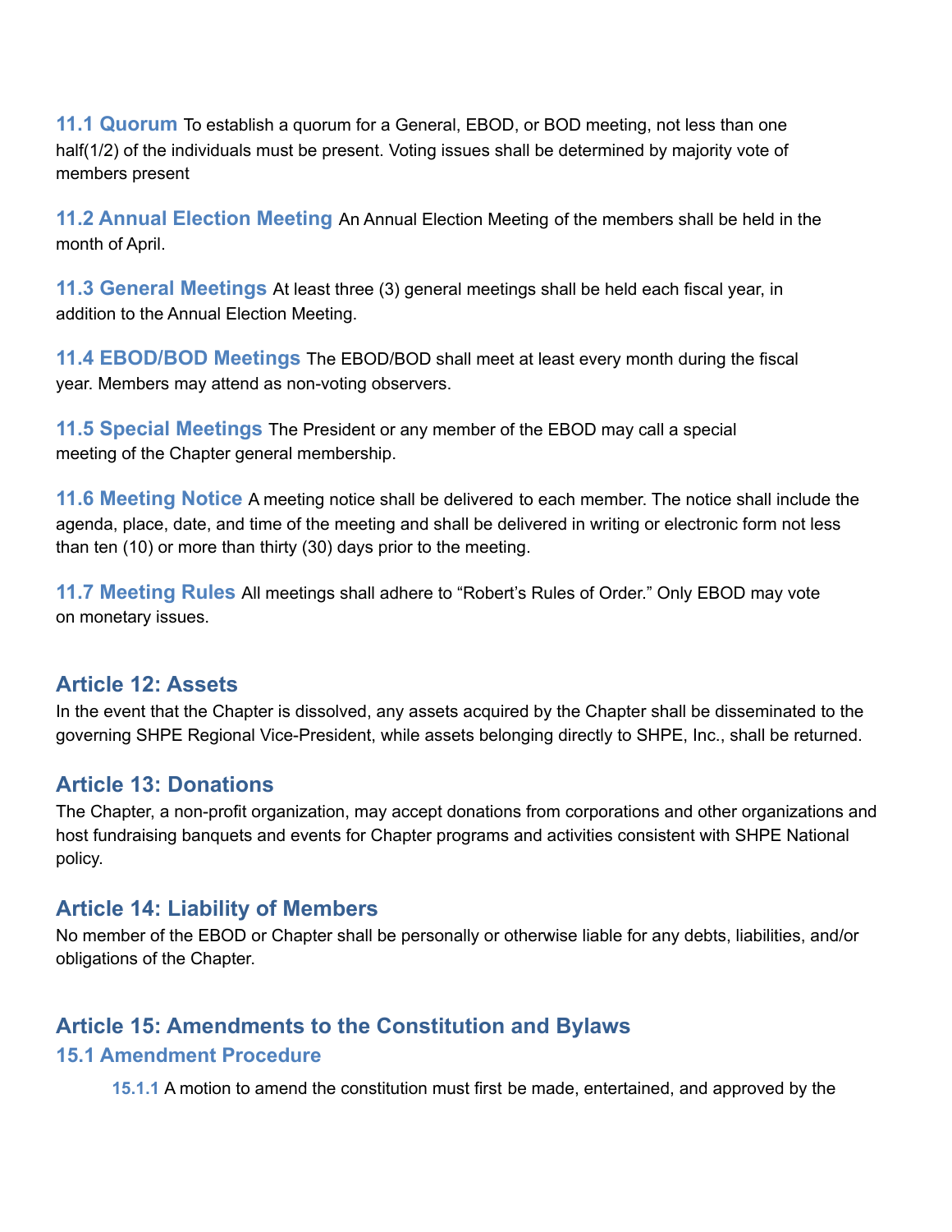**11.1 Quorum** To establish a quorum for a General, EBOD, or BOD meeting, not less than one half(1/2) of the individuals must be present. Voting issues shall be determined by majority vote of members present

**11.2 Annual Election Meeting** An Annual Election Meeting of the members shall be held in the month of April.

**11.3 General Meetings** At least three (3) general meetings shall be held each fiscal year, in addition to the Annual Election Meeting.

**11.4 EBOD/BOD Meetings** The EBOD/BOD shall meet at least every month during the fiscal year. Members may attend as non-voting observers.

**11.5 Special Meetings** The President or any member of the EBOD may call a special meeting of the Chapter general membership.

**11.6 Meeting Notice** A meeting notice shall be delivered to each member. The notice shall include the agenda, place, date, and time of the meeting and shall be delivered in writing or electronic form not less than ten (10) or more than thirty (30) days prior to the meeting.

**11.7 Meeting Rules** All meetings shall adhere to "Robert's Rules of Order." Only EBOD may vote on monetary issues.

## Article 12: Assets

In the event that the Chapter is dissolved, any assets acquired by the Chapter shall be disseminated to the governing SHPE Regional Vice-President, while assets belonging directly to SHPE, Inc., shall be returned.

## Article 13: Donations

The Chapter, a non-profit organization, may accept donations from corporations and other organizations and host fundraising banquets and events for Chapter programs and activities consistent with SHPE National policy.

## Article 14: Liability of Members

No member of the EBOD or Chapter shall be personally or otherwise liable for any debts, liabilities, and/or obligations of the Chapter.

## Article 15: Amendments to the Constitution and Bylaws

### 15.1 Amendment Procedure

**15.1.1** A motion to amend the constitution must first be made, entertained, and approved by the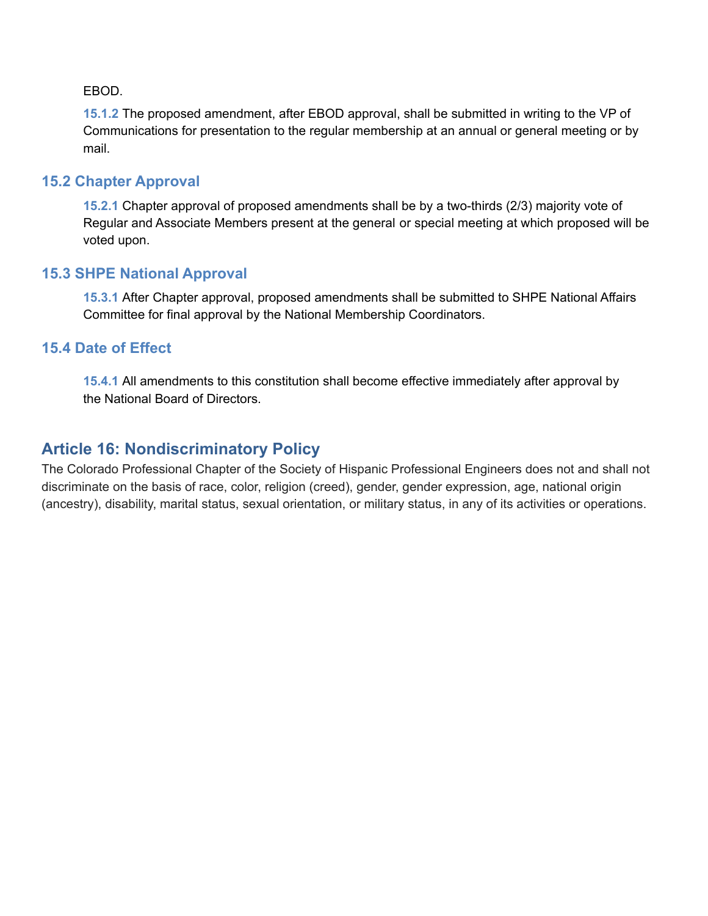EBOD.

**15.1.2** The proposed amendment, after EBOD approval, shall be submitted in writing to the VP of Communications for presentation to the regular membership at an annual or general meeting or by mail.

### 15.2 Chapter Approval

**15.2.1** Chapter approval of proposed amendments shall be by a two-thirds (2/3) majority vote of Regular and Associate Members present at the general or special meeting at which proposed will be voted upon.

### 15.3 SHPE National Approval

**15.3.1** After Chapter approval, proposed amendments shall be submitted to SHPE National Affairs Committee for final approval by the National Membership Coordinators.

### 15.4 Date of Effect

**15.4.1** All amendments to this constitution shall become effective immediately after approval by the National Board of Directors.

## Article 16: Nondiscriminatory Policy

The Colorado Professional Chapter of the Society of Hispanic Professional Engineers does not and shall not discriminate on the basis of race, color, religion (creed), gender, gender expression, age, national origin (ancestry), disability, marital status, sexual orientation, or military status, in any of its activities or operations.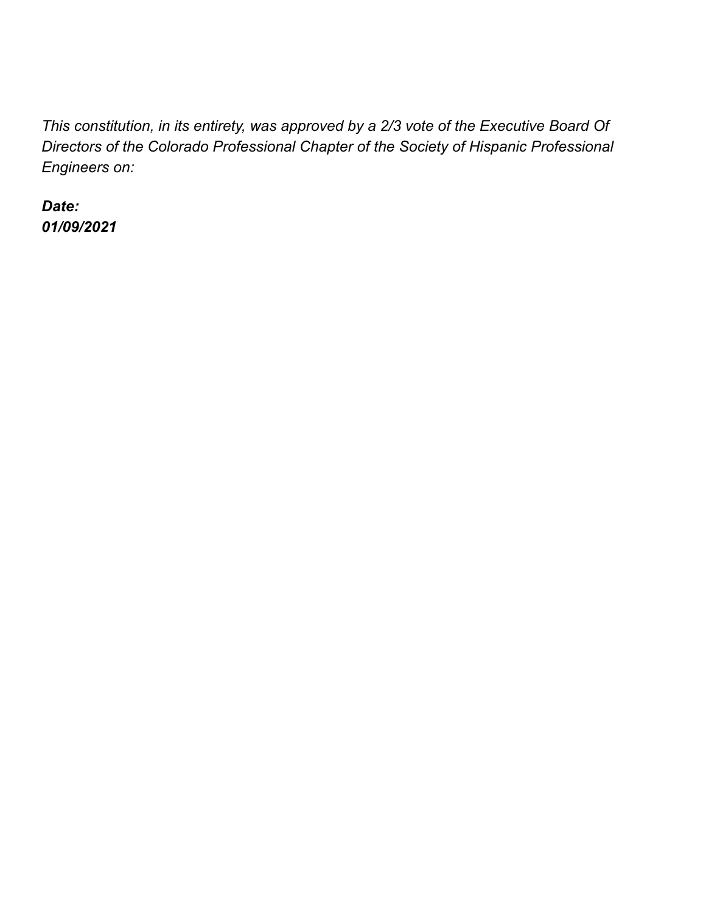*This constitution, in its entirety, was approved by a 2/3 vote of the Executive Board Of Directors of the Colorado Professional Chapter of the Society of Hispanic Professional Engineers on:*

***Date:***
***01/09/2021***